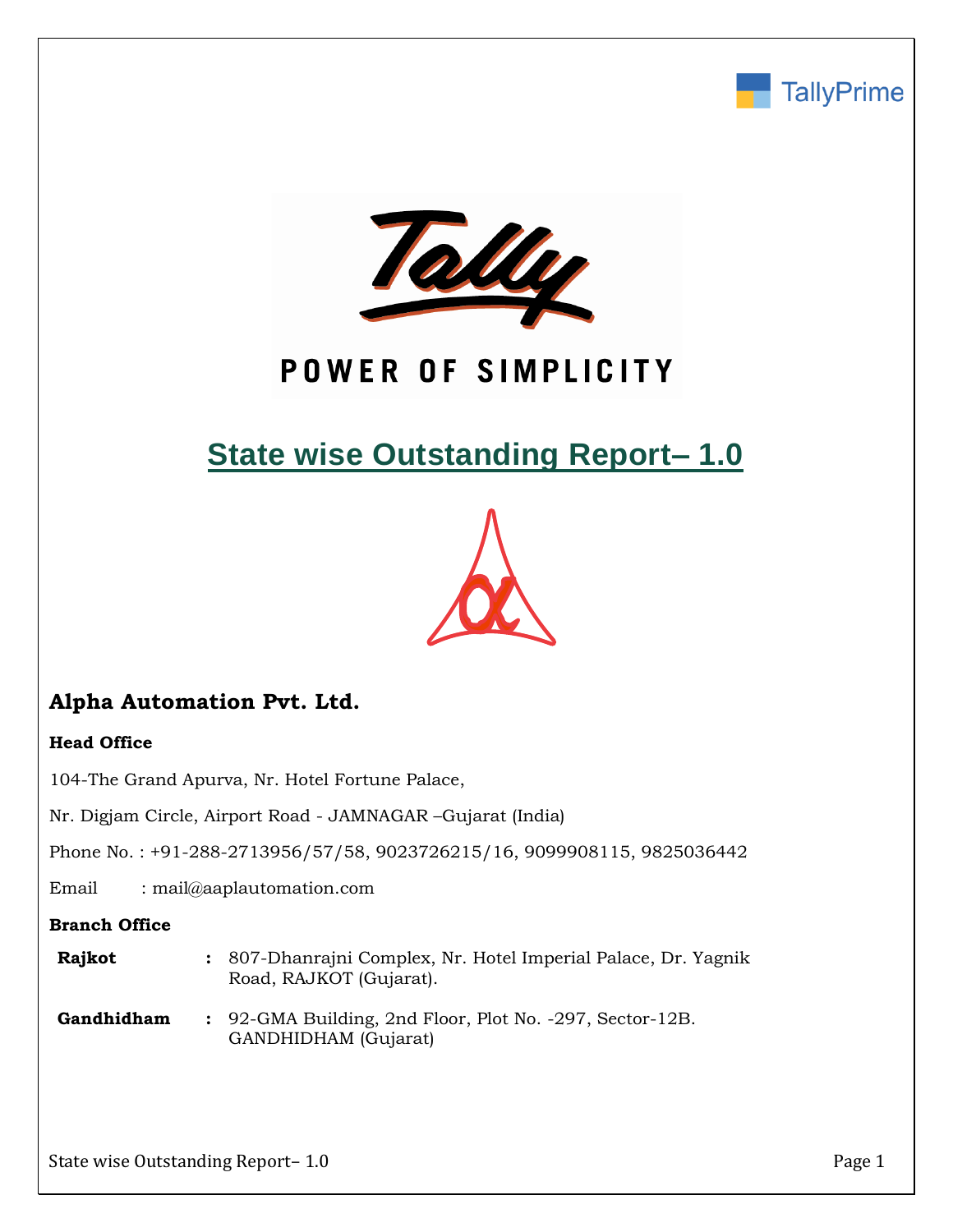# State wise Outstanding Report– 1.0

## Alpha Automation Pvt. Ltd.

**Head Office**

104-The Grand Apurva, Nr. Hotel Fortune Palace,

Nr. Digjam Circle, Airport Road - JAMNAGAR –Gujarat (India)

Phone No. : +91-288-2713956/57/58, 9023726215/16, 9099908115, 9825036442

Email : mail@aaplautomation.com

**Branch Office**

| | | |
|---|---|---|
| **Rajkot** | : | 807-Dhanrajni Complex, Nr. Hotel Imperial Palace, Dr. Yagnik Road, RAJKOT (Gujarat). |
| **Gandhidham** | : | 92-GMA Building, 2nd Floor, Plot No. -297, Sector-12B. GANDHIDHAM (Gujarat) |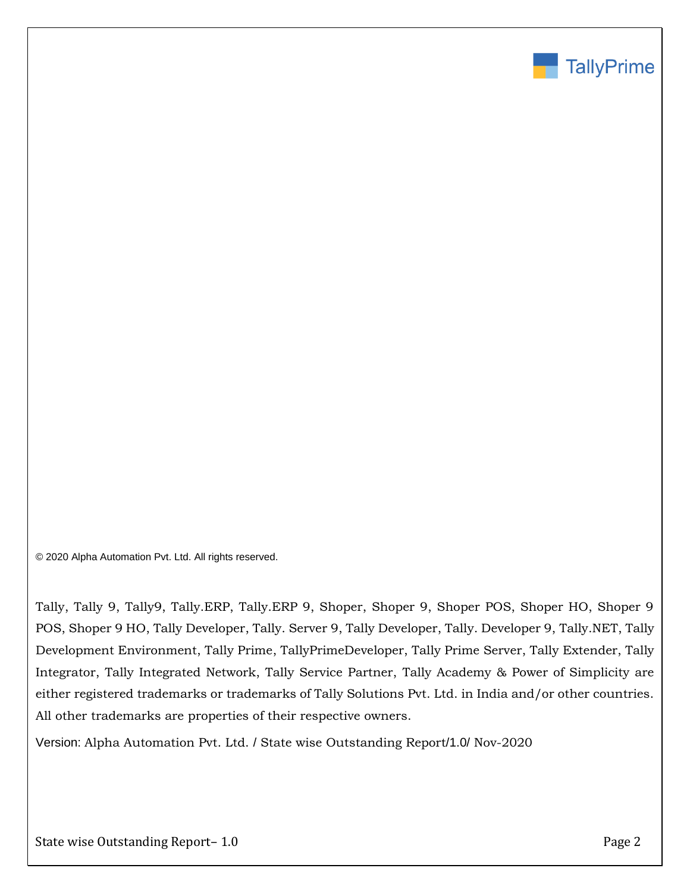© 2020 Alpha Automation Pvt. Ltd. All rights reserved.

Tally, Tally 9, Tally9, Tally.ERP, Tally.ERP 9, Shoper, Shoper 9, Shoper POS, Shoper HO, Shoper 9 POS, Shoper 9 HO, Tally Developer, Tally. Server 9, Tally Developer, Tally. Developer 9, Tally.NET, Tally Development Environment, Tally Prime, TallyPrimeDeveloper, Tally Prime Server, Tally Extender, Tally Integrator, Tally Integrated Network, Tally Service Partner, Tally Academy & Power of Simplicity are either registered trademarks or trademarks of Tally Solutions Pvt. Ltd. in India and/or other countries. All other trademarks are properties of their respective owners.

Version: Alpha Automation Pvt. Ltd. / State wise Outstanding Report/1.0/ Nov-2020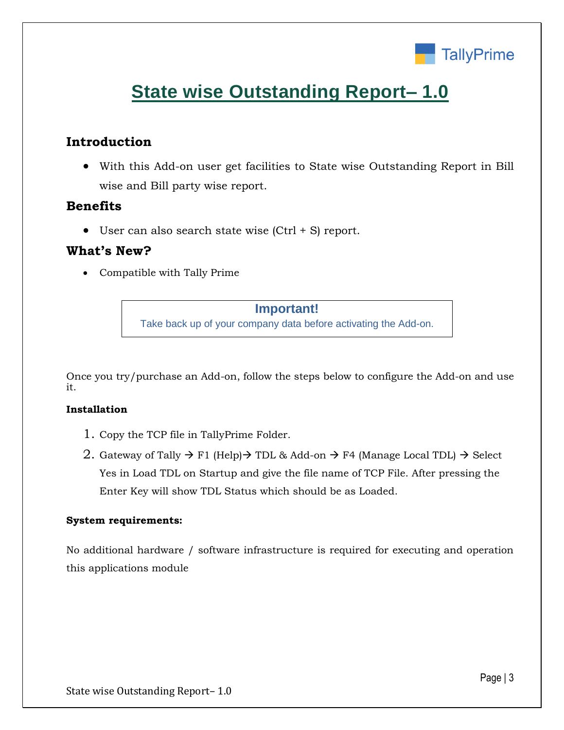# State wise Outstanding Report– 1.0

## Introduction

- With this Add-on user get facilities to State wise Outstanding Report in Bill wise and Bill party wise report.

## Benefits

- User can also search state wise (Ctrl + S) report.

## What's New?

- Compatible with Tally Prime

> **Important!**
> Take back up of your company data before activating the Add-on.

Once you try/purchase an Add-on, follow the steps below to configure the Add-on and use it.

**Installation**

1. Copy the TCP file in TallyPrime Folder.
2. Gateway of Tally → F1 (Help)→ TDL & Add-on → F4 (Manage Local TDL) → Select Yes in Load TDL on Startup and give the file name of TCP File. After pressing the Enter Key will show TDL Status which should be as Loaded.

**System requirements:**

No additional hardware / software infrastructure is required for executing and operation this applications module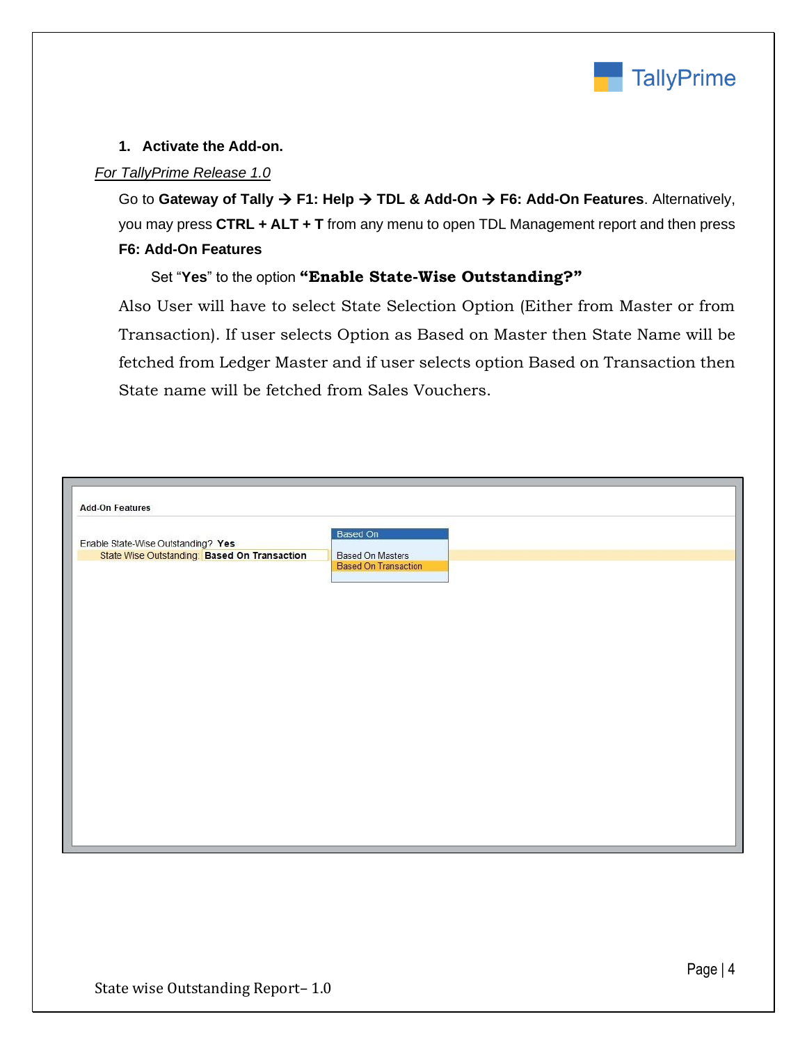1. **Activate the Add-on.**

*For TallyPrime Release 1.0*

Go to **Gateway of Tally → F1: Help → TDL & Add-On → F6: Add-On Features**. Alternatively, you may press **CTRL + ALT + T** from any menu to open TDL Management report and then press **F6: Add-On Features**

Set "**Yes**" to the option **"Enable State-Wise Outstanding?"**

Also User will have to select State Selection Option (Either from Master or from Transaction). If user selects Option as Based on Master then State Name will be fetched from Ledger Master and if user selects option Based on Transaction then State name will be fetched from Sales Vouchers.

**Add-On Features**

Enable State-Wise Outstanding? **Yes**
State Wise Outstanding **Based On Transaction**

Based On
- Based On Masters
- Based On Transaction

State wise Outstanding Report– 1.0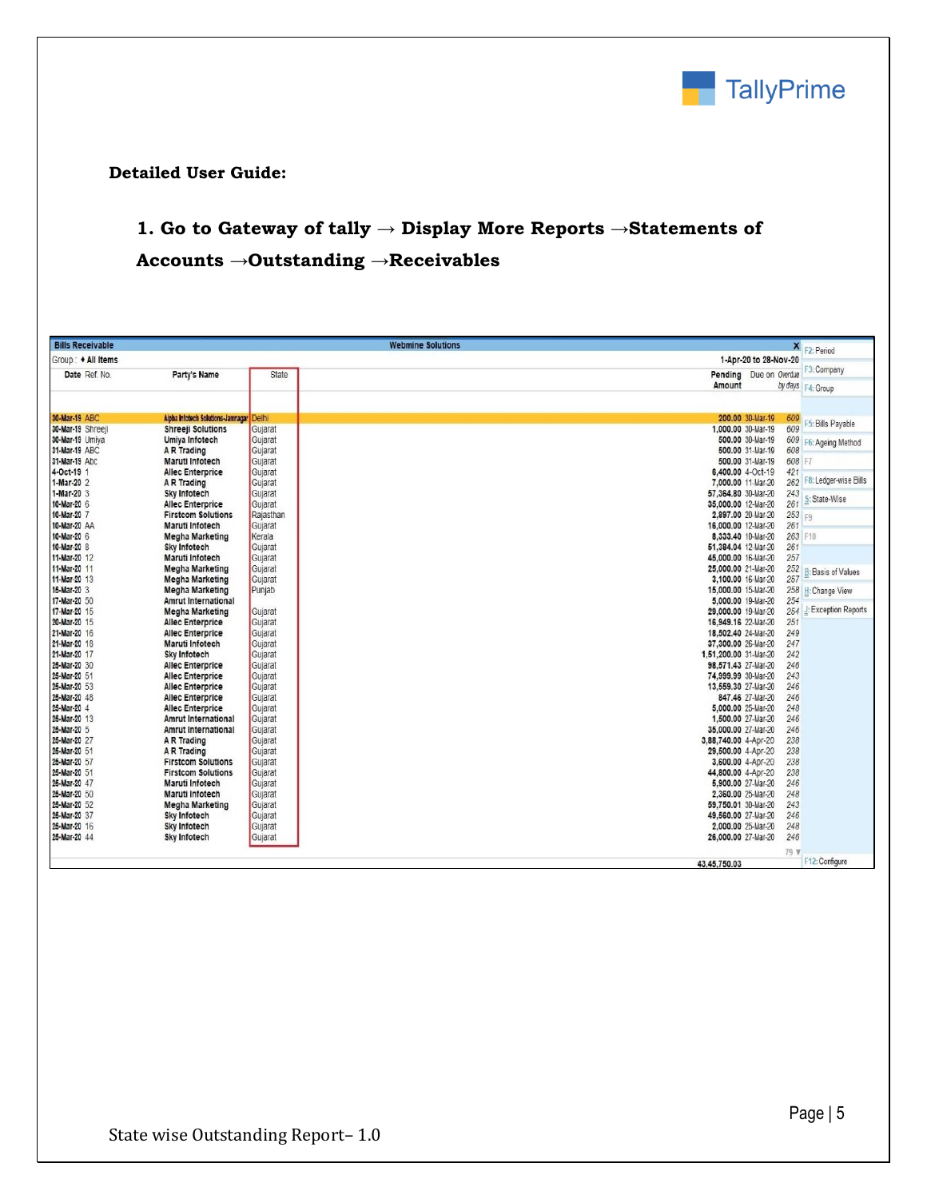**Detailed User Guide:**

1. **Go to Gateway of tally → Display More Reports →Statements of Accounts →Outstanding →Receivables**

**Bills Receivable** — Webmine Solutions

Group : ♦ All Items — 1-Apr-20 to 28-Nov-20

| Date | Ref. No. | Party's Name | State | Pending Amount | Due on | Overdue by days |
|---|---|---|---|---|---|---|
| 30-Mar-19 | ABC | Alpha Infotech Solutions-Jamnagar | Delhi | 200.00 | 30-Mar-19 | 609 |
| 30-Mar-19 | Shreeji | Shreeji Solutions | Gujarat | 1,000.00 | 30-Mar-19 | 609 |
| 30-Mar-19 | Umiya | Umiya Infotech | Gujarat | 500.00 | 30-Mar-19 | 609 |
| 31-Mar-19 | ABC | A R Trading | Gujarat | 500.00 | 31-Mar-19 | 608 |
| 31-Mar-19 | Abc | Maruti Infotech | Gujarat | 500.00 | 31-Mar-19 | 608 |
| 4-Oct-19 | 1 | Allec Enterprise | Gujarat | 6,400.00 | 4-Oct-19 | 421 |
| 1-Mar-20 | 2 | A R Trading | Gujarat | 7,000.00 | 11-Mar-20 | 262 |
| 1-Mar-20 | 3 | Sky Infotech | Gujarat | 57,364.80 | 30-Mar-20 | 243 |
| 10-Mar-20 | 6 | Allec Enterprise | Gujarat | 35,000.00 | 12-Mar-20 | 261 |
| 10-Mar-20 | 7 | Firstcom Solutions | Rajasthan | 2,897.00 | 20-Mar-20 | 253 |
| 10-Mar-20 | AA | Maruti Infotech | Gujarat | 16,000.00 | 12-Mar-20 | 261 |
| 10-Mar-20 | 6 | Megha Marketing | Kerala | 8,333.40 | 10-Mar-20 | 263 |
| 10-Mar-20 | 8 | Sky Infotech | Gujarat | 51,384.04 | 12-Mar-20 | 261 |
| 11-Mar-20 | 12 | Maruti Infotech | Gujarat | 45,000.00 | 16-Mar-20 | 257 |
| 11-Mar-20 | 11 | Megha Marketing | Gujarat | 25,000.00 | 21-Mar-20 | 252 |
| 11-Mar-20 | 13 | Megha Marketing | Gujarat | 3,100.00 | 16-Mar-20 | 257 |
| 15-Mar-20 | 3 | Megha Marketing | Punjab | 15,000.00 | 15-Mar-20 | 258 |
| 17-Mar-20 | 50 | Amrut International | | 5,000.00 | 19-Mar-20 | 254 |
| 17-Mar-20 | 15 | Megha Marketing | Gujarat | 29,000.00 | 19-Mar-20 | 254 |
| 20-Mar-20 | 15 | Allec Enterprise | Gujarat | 16,949.16 | 22-Mar-20 | 251 |
| 21-Mar-20 | 16 | Allec Enterprise | Gujarat | 18,502.40 | 24-Mar-20 | 249 |
| 21-Mar-20 | 18 | Maruti Infotech | Gujarat | 37,300.00 | 26-Mar-20 | 247 |
| 21-Mar-20 | 17 | Sky Infotech | Gujarat | 1,51,200.00 | 31-Mar-20 | 242 |
| 25-Mar-20 | 30 | Allec Enterprise | Gujarat | 98,571.43 | 27-Mar-20 | 246 |
| 25-Mar-20 | 51 | Allec Enterprise | Gujarat | 74,999.99 | 30-Mar-20 | 243 |
| 25-Mar-20 | 53 | Allec Enterprise | Gujarat | 13,559.30 | 27-Mar-20 | 246 |
| 25-Mar-20 | 48 | Allec Enterprise | Gujarat | 847.46 | 27-Mar-20 | 246 |
| 25-Mar-20 | 4 | Allec Enterprise | Gujarat | 5,000.00 | 25-Mar-20 | 248 |
| 25-Mar-20 | 13 | Amrut International | Gujarat | 1,500.00 | 27-Mar-20 | 246 |
| 25-Mar-20 | 5 | Amrut International | Gujarat | 35,000.00 | 27-Mar-20 | 246 |
| 25-Mar-20 | 27 | A R Trading | Gujarat | 3,88,740.00 | 4-Apr-20 | 238 |
| 25-Mar-20 | 51 | A R Trading | Gujarat | 29,500.00 | 4-Apr-20 | 238 |
| 25-Mar-20 | 57 | Firstcom Solutions | Gujarat | 3,600.00 | 4-Apr-20 | 238 |
| 25-Mar-20 | 51 | Firstcom Solutions | Gujarat | 44,800.00 | 4-Apr-20 | 238 |
| 25-Mar-20 | 47 | Maruti Infotech | Gujarat | 5,900.00 | 27-Mar-20 | 246 |
| 25-Mar-20 | 50 | Maruti Infotech | Gujarat | 2,360.00 | 25-Mar-20 | 248 |
| 25-Mar-20 | 52 | Megha Marketing | Gujarat | 59,750.01 | 30-Mar-20 | 243 |
| 25-Mar-20 | 37 | Sky Infotech | Gujarat | 49,560.00 | 27-Mar-20 | 246 |
| 25-Mar-20 | 16 | Sky Infotech | Gujarat | 2,000.00 | 25-Mar-20 | 248 |
| 25-Mar-20 | 44 | Sky Infotech | Gujarat | 26,000.00 | 27-Mar-20 | 246 |
| | | | | 43,45,750.03 | | |

F2: Period | F3: Company | F4: Group | F5: Bills Payable | F6: Ageing Method | F7 | F8: Ledger-wise Bills | S: State-Wise | F9 | F10 | B: Basis of Values | H: Change View | J: Exception Reports | F12: Configure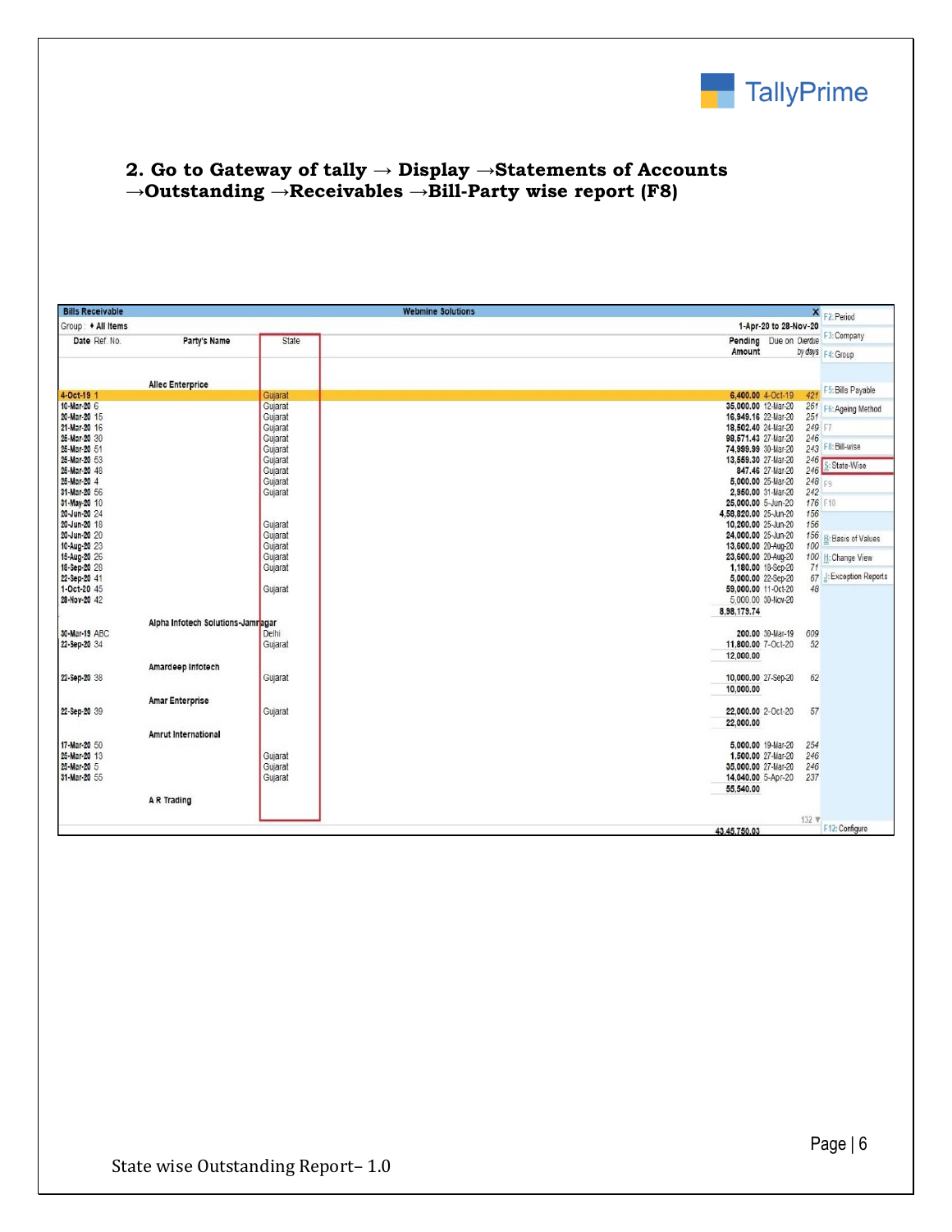**2. Go to Gateway of tally → Display →Statements of Accounts →Outstanding →Receivables →Bill-Party wise report (F8)**

Bills Receivable — Webmine Solutions

Group : ♦ All Items — 1-Apr-20 to 28-Nov-20

| Date | Ref. No. | Party's Name | State | Pending Amount | Due on | Overdue by days |
|---|---|---|---|---|---|---|
| | | Allec Enterprise | | | | |
| 4-Oct-19 | 1 | | Gujarat | 6,400.00 | 4-Oct-19 | 421 |
| 10-Mar-20 | 6 | | Gujarat | 35,000.00 | 12-Mar-20 | 261 |
| 20-Mar-20 | 15 | | Gujarat | 16,949.16 | 22-Mar-20 | 251 |
| 21-Mar-20 | 16 | | Gujarat | 18,502.40 | 24-Mar-20 | 249 |
| 25-Mar-20 | 30 | | Gujarat | 98,571.43 | 27-Mar-20 | 246 |
| 25-Mar-20 | 51 | | Gujarat | 74,999.99 | 30-Mar-20 | 243 |
| 25-Mar-20 | 53 | | Gujarat | 13,559.30 | 27-Mar-20 | 246 |
| 25-Mar-20 | 48 | | Gujarat | 847.46 | 27-Mar-20 | 246 |
| 25-Mar-20 | 4 | | Gujarat | 5,000.00 | 25-Mar-20 | 248 |
| 31-Mar-20 | 56 | | Gujarat | 2,950.00 | 31-Mar-20 | 242 |
| 31-May-20 | 10 | | | 25,000.00 | 5-Jun-20 | 176 |
| 20-Jun-20 | 24 | | | 4,58,820.00 | 25-Jun-20 | 156 |
| 20-Jun-20 | 18 | | Gujarat | 10,200.00 | 25-Jun-20 | 156 |
| 20-Jun-20 | 20 | | Gujarat | 24,000.00 | 25-Jun-20 | 156 |
| 10-Aug-20 | 23 | | Gujarat | 13,600.00 | 20-Aug-20 | 100 |
| 15-Aug-20 | 26 | | Gujarat | 23,600.00 | 20-Aug-20 | 100 |
| 16-Sep-20 | 28 | | Gujarat | 1,180.00 | 18-Sep-20 | 71 |
| 22-Sep-20 | 41 | | | 5,000.00 | 22-Sep-20 | 67 |
| 1-Oct-20 | 45 | | Gujarat | 59,000.00 | 11-Oct-20 | 48 |
| 28-Nov-20 | 42 | | | 5,000.00 | 30-Nov-20 | |
| | | | | 8,98,179.74 | | |
| | | Alpha Infotech Solutions-Jamnagar | | | | |
| 30-Mar-19 | ABC | | Delhi | 200.00 | 30-Mar-19 | 609 |
| 22-Sep-20 | 34 | | Gujarat | 11,800.00 | 7-Oct-20 | 52 |
| | | | | 12,000.00 | | |
| | | Amardeep Infotech | | | | |
| 22-Sep-20 | 38 | | Gujarat | 10,000.00 | 27-Sep-20 | 62 |
| | | | | 10,000.00 | | |
| | | Amar Enterprise | | | | |
| 22-Sep-20 | 39 | | Gujarat | 22,000.00 | 2-Oct-20 | 57 |
| | | | | 22,000.00 | | |
| | | Amrut International | | | | |
| 17-Mar-20 | 50 | | | 5,000.00 | 19-Mar-20 | 254 |
| 25-Mar-20 | 13 | | Gujarat | 1,500.00 | 27-Mar-20 | 246 |
| 25-Mar-20 | 5 | | Gujarat | 35,000.00 | 27-Mar-20 | 246 |
| 31-Mar-20 | 55 | | Gujarat | 14,040.00 | 5-Apr-20 | 237 |
| | | | | 55,540.00 | | |
| | | A R Trading | | | | |
| | | | | 43,45,750.03 | | |

F2: Period | F3: Company | F4: Group | F5: Bills Payable | F6: Ageing Method | F7 | F8: Bill-wise | S: State-Wise | F9 | F10 | B: Basis of Values | H: Change View | J: Exception Reports | F12: Configure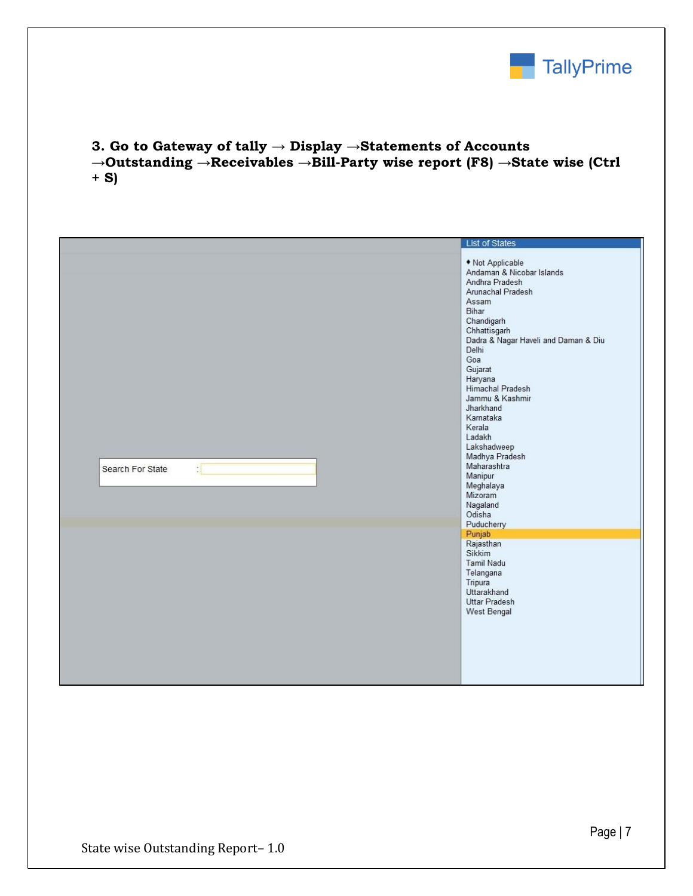**3. Go to Gateway of tally → Display →Statements of Accounts →Outstanding →Receivables →Bill-Party wise report (F8) →State wise (Ctrl + S)**

Search For State :

List of States

- Not Applicable
- Andaman & Nicobar Islands
- Andhra Pradesh
- Arunachal Pradesh
- Assam
- Bihar
- Chandigarh
- Chhattisgarh
- Dadra & Nagar Haveli and Daman & Diu
- Delhi
- Goa
- Gujarat
- Haryana
- Himachal Pradesh
- Jammu & Kashmir
- Jharkhand
- Karnataka
- Kerala
- Ladakh
- Lakshadweep
- Madhya Pradesh
- Maharashtra
- Manipur
- Meghalaya
- Mizoram
- Nagaland
- Odisha
- Puducherry
- Punjab
- Rajasthan
- Sikkim
- Tamil Nadu
- Telangana
- Tripura
- Uttarakhand
- Uttar Pradesh
- West Bengal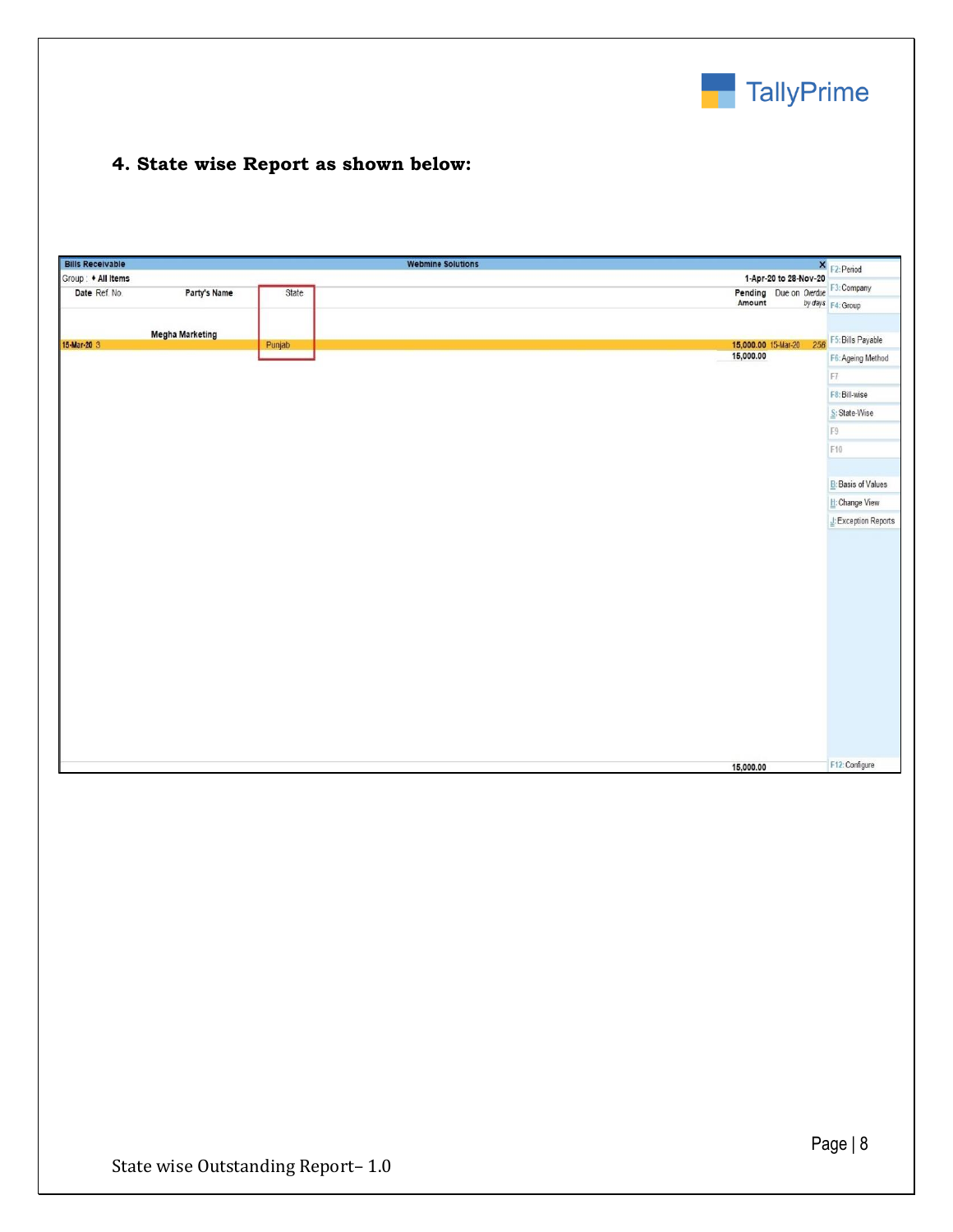### 4. State wise Report as shown below:

**Bills Receivable** — Webmine Solutions

Group : ♦ All Items — 1-Apr-20 to 28-Nov-20

| Date | Ref. No. | Party's Name | State | Pending Amount | Due on | Overdue by days |
|---|---|---|---|---|---|---|
| | | Megha Marketing | | | | |
| 15-Mar-20 | 3 | | Punjab | 15,000.00 | 15-Mar-20 | 258 |
| | | | | 15,000.00 | | |
| | | | | 15,000.00 | | |

F2: Period
F3: Company
F4: Group
F5: Bills Payable
F6: Ageing Method
F7
F8: Bill-wise
S: State-Wise
F9
F10
B: Basis of Values
H: Change View
J: Exception Reports
F12: Configure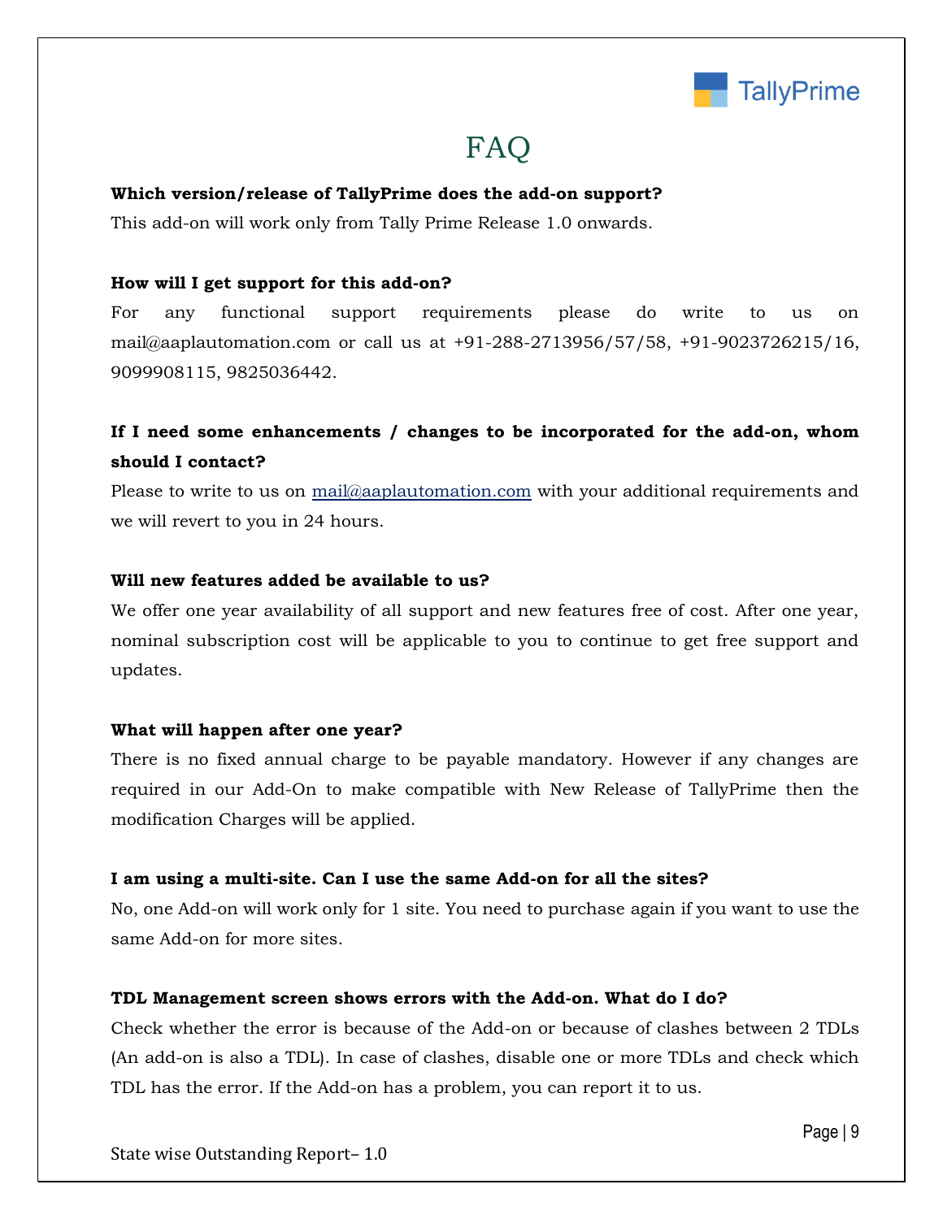# FAQ

**Which version/release of TallyPrime does the add-on support?**

This add-on will work only from Tally Prime Release 1.0 onwards.

**How will I get support for this add-on?**

For any functional support requirements please do write to us on mail@aaplautomation.com or call us at +91-288-2713956/57/58, +91-9023726215/16, 9099908115, 9825036442.

**If I need some enhancements / changes to be incorporated for the add-on, whom should I contact?**

Please to write to us on mail@aaplautomation.com with your additional requirements and we will revert to you in 24 hours.

**Will new features added be available to us?**

We offer one year availability of all support and new features free of cost. After one year, nominal subscription cost will be applicable to you to continue to get free support and updates.

**What will happen after one year?**

There is no fixed annual charge to be payable mandatory. However if any changes are required in our Add-On to make compatible with New Release of TallyPrime then the modification Charges will be applied.

**I am using a multi-site. Can I use the same Add-on for all the sites?**

No, one Add-on will work only for 1 site. You need to purchase again if you want to use the same Add-on for more sites.

**TDL Management screen shows errors with the Add-on. What do I do?**

Check whether the error is because of the Add-on or because of clashes between 2 TDLs (An add-on is also a TDL). In case of clashes, disable one or more TDLs and check which TDL has the error. If the Add-on has a problem, you can report it to us.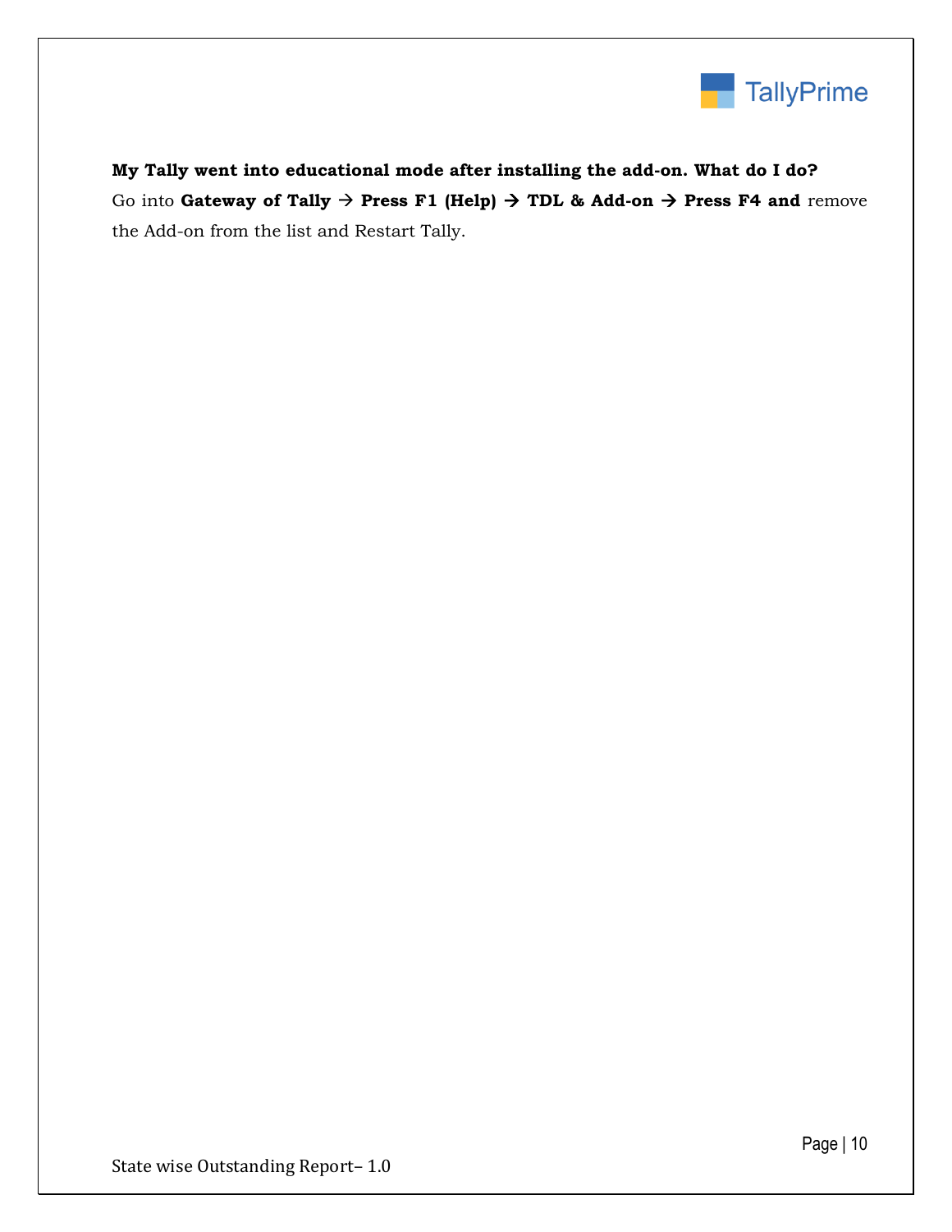**My Tally went into educational mode after installing the add-on. What do I do?**

Go into **Gateway of Tally → Press F1 (Help) → TDL & Add-on → Press F4 and** remove the Add-on from the list and Restart Tally.